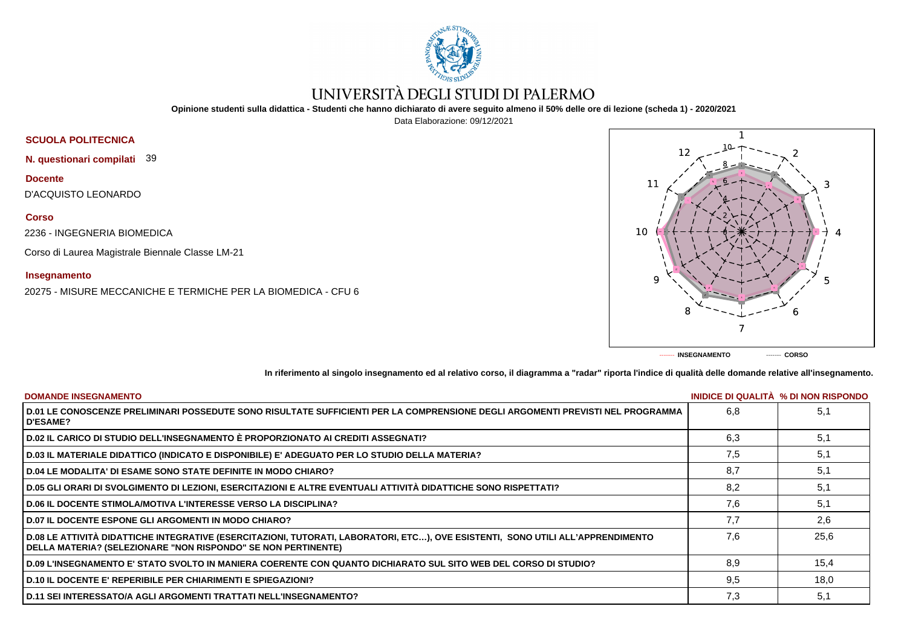# UNIVERSITÀ DEGLI STUDI DI PALERMO

**Opinione studenti sulla didattica - Studenti che hanno dichiarato di avere seguito almeno il 50% delle ore di lezione (scheda 1) - 2020/2021**

Data Elaborazione: 09/12/2021

**SCUOLA POLITECNICA**

**N. questionari compilati** 39

**Docente**

D'ACQUISTO LEONARDO

**Corso**

2236 - INGEGNERIA BIOMEDICA

Corso di Laurea Magistrale Biennale Classe LM-21

**Insegnamento**

20275 - MISURE MECCANICHE E TERMICHE PER LA BIOMEDICA - CFU 6

------- INSEGNAMENTO ------- CORSO

**In riferimento al singolo insegnamento ed al relativo corso, il diagramma a "radar" riporta l'indice di qualità delle domande relative all'insegnamento.**

| DOMANDE INSEGNAMENTO | INIDICE DI QUALITÀ | % DI NON RISPONDO |
|---|---|---|
| D.01 LE CONOSCENZE PRELIMINARI POSSEDUTE SONO RISULTATE SUFFICIENTI PER LA COMPRENSIONE DEGLI ARGOMENTI PREVISTI NEL PROGRAMMA D'ESAME? | 6,8 | 5,1 |
| D.02 IL CARICO DI STUDIO DELL'INSEGNAMENTO È PROPORZIONATO AI CREDITI ASSEGNATI? | 6,3 | 5,1 |
| D.03 IL MATERIALE DIDATTICO (INDICATO E DISPONIBILE) E' ADEGUATO PER LO STUDIO DELLA MATERIA? | 7,5 | 5,1 |
| D.04 LE MODALITA' DI ESAME SONO STATE DEFINITE IN MODO CHIARO? | 8,7 | 5,1 |
| D.05 GLI ORARI DI SVOLGIMENTO DI LEZIONI, ESERCITAZIONI E ALTRE EVENTUALI ATTIVITÀ DIDATTICHE SONO RISPETTATI? | 8,2 | 5,1 |
| D.06 IL DOCENTE STIMOLA/MOTIVA L'INTERESSE VERSO LA DISCIPLINA? | 7,6 | 5,1 |
| D.07 IL DOCENTE ESPONE GLI ARGOMENTI IN MODO CHIARO? | 7,7 | 2,6 |
| D.08 LE ATTIVITÀ DIDATTICHE INTEGRATIVE (ESERCITAZIONI, TUTORATI, LABORATORI, ETC…), OVE ESISTENTI, SONO UTILI ALL'APPRENDIMENTO DELLA MATERIA? (SELEZIONARE "NON RISPONDO" SE NON PERTINENTE) | 7,6 | 25,6 |
| D.09 L'INSEGNAMENTO E' STATO SVOLTO IN MANIERA COERENTE CON QUANTO DICHIARATO SUL SITO WEB DEL CORSO DI STUDIO? | 8,9 | 15,4 |
| D.10 IL DOCENTE E' REPERIBILE PER CHIARIMENTI E SPIEGAZIONI? | 9,5 | 18,0 |
| D.11 SEI INTERESSATO/A AGLI ARGOMENTI TRATTATI NELL'INSEGNAMENTO? | 7,3 | 5,1 |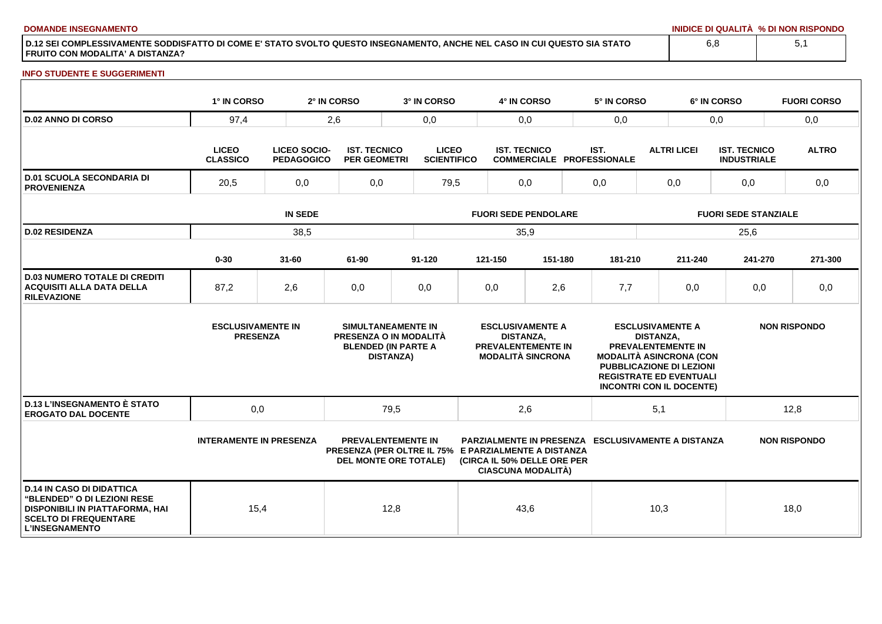**DOMANDE INSEGNAMENTO**

| | INIDICE DI QUALITÀ | % DI NON RISPONDO |
|---|---|---|
| D.12 SEI COMPLESSIVAMENTE SODDISFATTO DI COME E' STATO SVOLTO QUESTO INSEGNAMENTO, ANCHE NEL CASO IN CUI QUESTO SIA STATO FRUITO CON MODALITA' A DISTANZA? | 6,8 | 5,1 |

**INFO STUDENTE E SUGGERIMENTI**

| | 1° IN CORSO | 2° IN CORSO | 3° IN CORSO | 4° IN CORSO | 5° IN CORSO | 6° IN CORSO | FUORI CORSO |
|---|---|---|---|---|---|---|---|
| D.02 ANNO DI CORSO | 97,4 | 2,6 | 0,0 | 0,0 | 0,0 | 0,0 | 0,0 |

| | LICEO CLASSICO | LICEO SOCIO-PEDAGOGICO | IST. TECNICO PER GEOMETRI | LICEO SCIENTIFICO | IST. TECNICO COMMERCIALE | IST. PROFESSIONALE | ALTRI LICEI | IST. TECNICO INDUSTRIALE | ALTRO |
|---|---|---|---|---|---|---|---|---|---|
| D.01 SCUOLA SECONDARIA DI PROVENIENZA | 20,5 | 0,0 | 0,0 | 79,5 | 0,0 | 0,0 | 0,0 | 0,0 | 0,0 |

| | IN SEDE | FUORI SEDE PENDOLARE | FUORI SEDE STANZIALE |
|---|---|---|---|
| D.02 RESIDENZA | 38,5 | 35,9 | 25,6 |

| | 0-30 | 31-60 | 61-90 | 91-120 | 121-150 | 151-180 | 181-210 | 211-240 | 241-270 | 271-300 |
|---|---|---|---|---|---|---|---|---|---|---|
| D.03 NUMERO TOTALE DI CREDITI ACQUISITI ALLA DATA DELLA RILEVAZIONE | 87,2 | 2,6 | 0,0 | 0,0 | 0,0 | 2,6 | 7,7 | 0,0 | 0,0 | 0,0 |

| | ESCLUSIVAMENTE IN PRESENZA | SIMULTANEAMENTE IN PRESENZA O IN MODALITÀ BLENDED (IN PARTE A DISTANZA) | ESCLUSIVAMENTE A DISTANZA, PREVALENTEMENTE IN MODALITÀ SINCRONA | ESCLUSIVAMENTE A DISTANZA, PREVALENTEMENTE IN MODALITÀ ASINCRONA (CON PUBBLICAZIONE DI LEZIONI REGISTRATE ED EVENTUALI INCONTRI CON IL DOCENTE) | NON RISPONDO |
|---|---|---|---|---|---|
| D.13 L'INSEGNAMENTO È STATO EROGATO DAL DOCENTE | 0,0 | 79,5 | 2,6 | 5,1 | 12,8 |

| | INTERAMENTE IN PRESENZA | PREVALENTEMENTE IN PRESENZA (PER OLTRE IL 75% DEL MONTE ORE TOTALE) | PARZIALMENTE IN PRESENZA E PARZIALMENTE A DISTANZA (CIRCA IL 50% DELLE ORE PER CIASCUNA MODALITÀ) | ESCLUSIVAMENTE A DISTANZA | NON RISPONDO |
|---|---|---|---|---|---|
| D.14 IN CASO DI DIDATTICA "BLENDED" O DI LEZIONI RESE DISPONIBILI IN PIATTAFORMA, HAI SCELTO DI FREQUENTARE L'INSEGNAMENTO | 15,4 | 12,8 | 43,6 | 10,3 | 18,0 |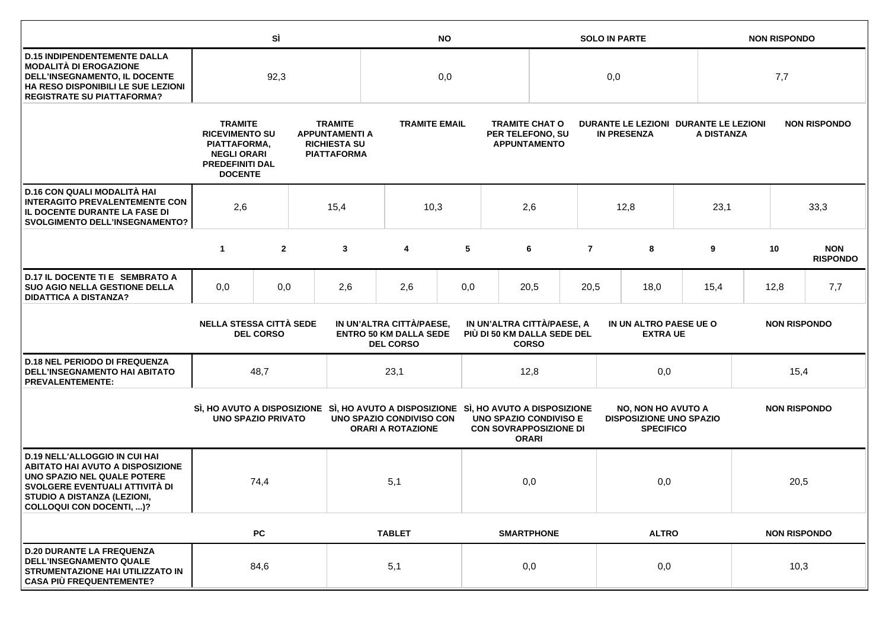| | SÌ | NO | SOLO IN PARTE | NON RISPONDO |
|---|---|---|---|---|
| **D.15 INDIPENDENTEMENTE DALLA MODALITÀ DI EROGAZIONE DELL'INSEGNAMENTO, IL DOCENTE HA RESO DISPONIBILI LE SUE LEZIONI REGISTRATE SU PIATTAFORMA?** | 92,3 | 0,0 | 0,0 | 7,7 |

| | TRAMITE RICEVIMENTO SU PIATTAFORMA, NEGLI ORARI PREDEFINITI DAL DOCENTE | TRAMITE APPUNTAMENTI A RICHIESTA SU PIATTAFORMA | TRAMITE EMAIL | TRAMITE CHAT O PER TELEFONO, SU APPUNTAMENTO | DURANTE LE LEZIONI IN PRESENZA | DURANTE LE LEZIONI A DISTANZA | NON RISPONDO |
|---|---|---|---|---|---|---|---|
| **D.16 CON QUALI MODALITÀ HAI INTERAGITO PREVALENTEMENTE CON IL DOCENTE DURANTE LA FASE DI SVOLGIMENTO DELL'INSEGNAMENTO?** | 2,6 | 15,4 | 10,3 | 2,6 | 12,8 | 23,1 | 33,3 |

| | 1 | 2 | 3 | 4 | 5 | 6 | 7 | 8 | 9 | 10 | NON RISPONDO |
|---|---|---|---|---|---|---|---|---|---|---|---|
| **D.17 IL DOCENTE TI E SEMBRATO A SUO AGIO NELLA GESTIONE DELLA DIDATTICA A DISTANZA?** | 0,0 | 0,0 | 2,6 | 2,6 | 0,0 | 20,5 | 20,5 | 18,0 | 15,4 | 12,8 | 7,7 |

| | NELLA STESSA CITTÀ SEDE DEL CORSO | IN UN'ALTRA CITTÀ/PAESE, ENTRO 50 KM DALLA SEDE DEL CORSO | IN UN'ALTRA CITTÀ/PAESE, A PIÙ DI 50 KM DALLA SEDE DEL CORSO | IN UN ALTRO PAESE UE O EXTRA UE | NON RISPONDO |
|---|---|---|---|---|---|
| **D.18 NEL PERIODO DI FREQUENZA DELL'INSEGNAMENTO HAI ABITATO PREVALENTEMENTE:** | 48,7 | 23,1 | 12,8 | 0,0 | 15,4 |

| | SÌ, HO AVUTO A DISPOSIZIONE UNO SPAZIO PRIVATO | SÌ, HO AVUTO A DISPOSIZIONE UNO SPAZIO CONDIVISO CON ORARI A ROTAZIONE | SÌ, HO AVUTO A DISPOSIZIONE UNO SPAZIO CONDIVISO E CON SOVRAPPOSIZIONE DI ORARI | NO, NON HO AVUTO A DISPOSIZIONE UNO SPAZIO SPECIFICO | NON RISPONDO |
|---|---|---|---|---|---|
| **D.19 NELL'ALLOGGIO IN CUI HAI ABITATO HAI AVUTO A DISPOSIZIONE UNO SPAZIO NEL QUALE POTERE SVOLGERE EVENTUALI ATTIVITÀ DI STUDIO A DISTANZA (LEZIONI, COLLOQUI CON DOCENTI, ...)?** | 74,4 | 5,1 | 0,0 | 0,0 | 20,5 |

| | PC | TABLET | SMARTPHONE | ALTRO | NON RISPONDO |
|---|---|---|---|---|---|
| **D.20 DURANTE LA FREQUENZA DELL'INSEGNAMENTO QUALE STRUMENTAZIONE HAI UTILIZZATO IN CASA PIÙ FREQUENTEMENTE?** | 84,6 | 5,1 | 0,0 | 0,0 | 10,3 |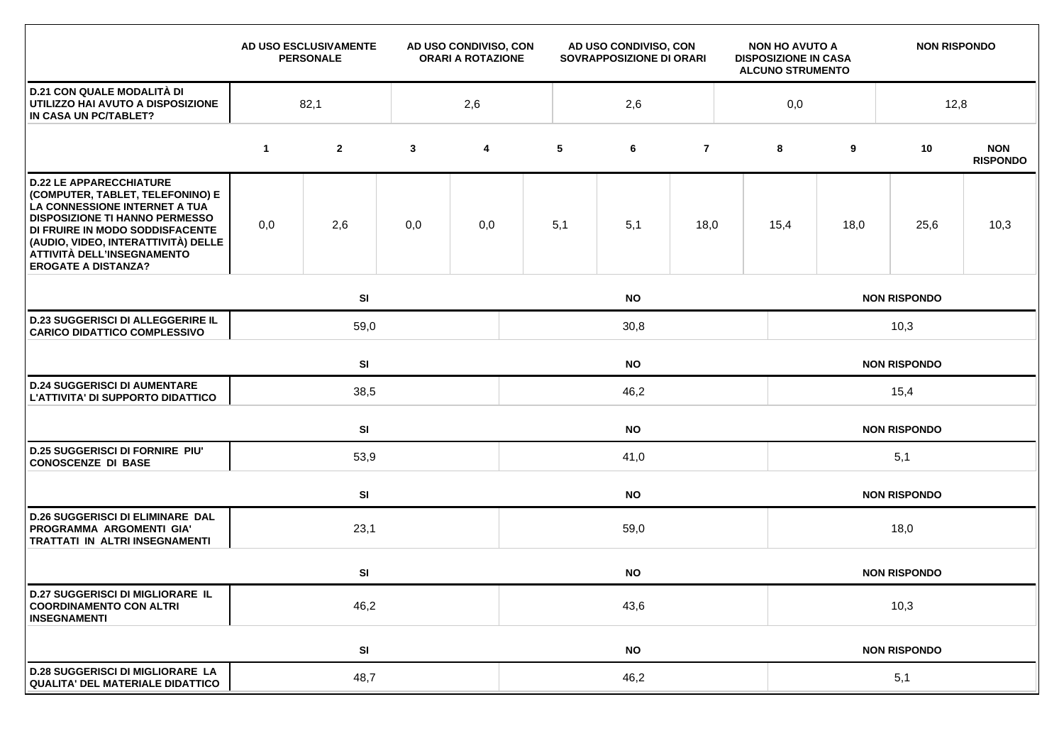| | AD USO ESCLUSIVAMENTE PERSONALE | AD USO CONDIVISO, CON ORARI A ROTAZIONE | AD USO CONDIVISO, CON SOVRAPPOSIZIONE DI ORARI | NON HO AVUTO A DISPOSIZIONE IN CASA ALCUNO STRUMENTO | NON RISPONDO |
|---|---|---|---|---|---|
| **D.21 CON QUALE MODALITÀ DI UTILIZZO HAI AVUTO A DISPOSIZIONE IN CASA UN PC/TABLET?** | 82,1 | 2,6 | 2,6 | 0,0 | 12,8 |

| | 1 | 2 | 3 | 4 | 5 | 6 | 7 | 8 | 9 | 10 | NON RISPONDO |
|---|---|---|---|---|---|---|---|---|---|---|---|
| **D.22 LE APPARECCHIATURE (COMPUTER, TABLET, TELEFONINO) E LA CONNESSIONE INTERNET A TUA DISPOSIZIONE TI HANNO PERMESSO DI FRUIRE IN MODO SODDISFACENTE (AUDIO, VIDEO, INTERATTIVITÀ) DELLE ATTIVITÀ DELL'INSEGNAMENTO EROGATE A DISTANZA?** | 0,0 | 2,6 | 0,0 | 0,0 | 5,1 | 5,1 | 18,0 | 15,4 | 18,0 | 25,6 | 10,3 |

| | SI | NO | NON RISPONDO |
|---|---|---|---|
| **D.23 SUGGERISCI DI ALLEGGERIRE IL CARICO DIDATTICO COMPLESSIVO** | 59,0 | 30,8 | 10,3 |

| | SI | NO | NON RISPONDO |
|---|---|---|---|
| **D.24 SUGGERISCI DI AUMENTARE L'ATTIVITA' DI SUPPORTO DIDATTICO** | 38,5 | 46,2 | 15,4 |

| | SI | NO | NON RISPONDO |
|---|---|---|---|
| **D.25 SUGGERISCI DI FORNIRE PIU' CONOSCENZE DI BASE** | 53,9 | 41,0 | 5,1 |

| | SI | NO | NON RISPONDO |
|---|---|---|---|
| **D.26 SUGGERISCI DI ELIMINARE DAL PROGRAMMA ARGOMENTI GIA' TRATTATI IN ALTRI INSEGNAMENTI** | 23,1 | 59,0 | 18,0 |

| | SI | NO | NON RISPONDO |
|---|---|---|---|
| **D.27 SUGGERISCI DI MIGLIORARE IL COORDINAMENTO CON ALTRI INSEGNAMENTI** | 46,2 | 43,6 | 10,3 |

| | SI | NO | NON RISPONDO |
|---|---|---|---|
| **D.28 SUGGERISCI DI MIGLIORARE LA QUALITA' DEL MATERIALE DIDATTICO** | 48,7 | 46,2 | 5,1 |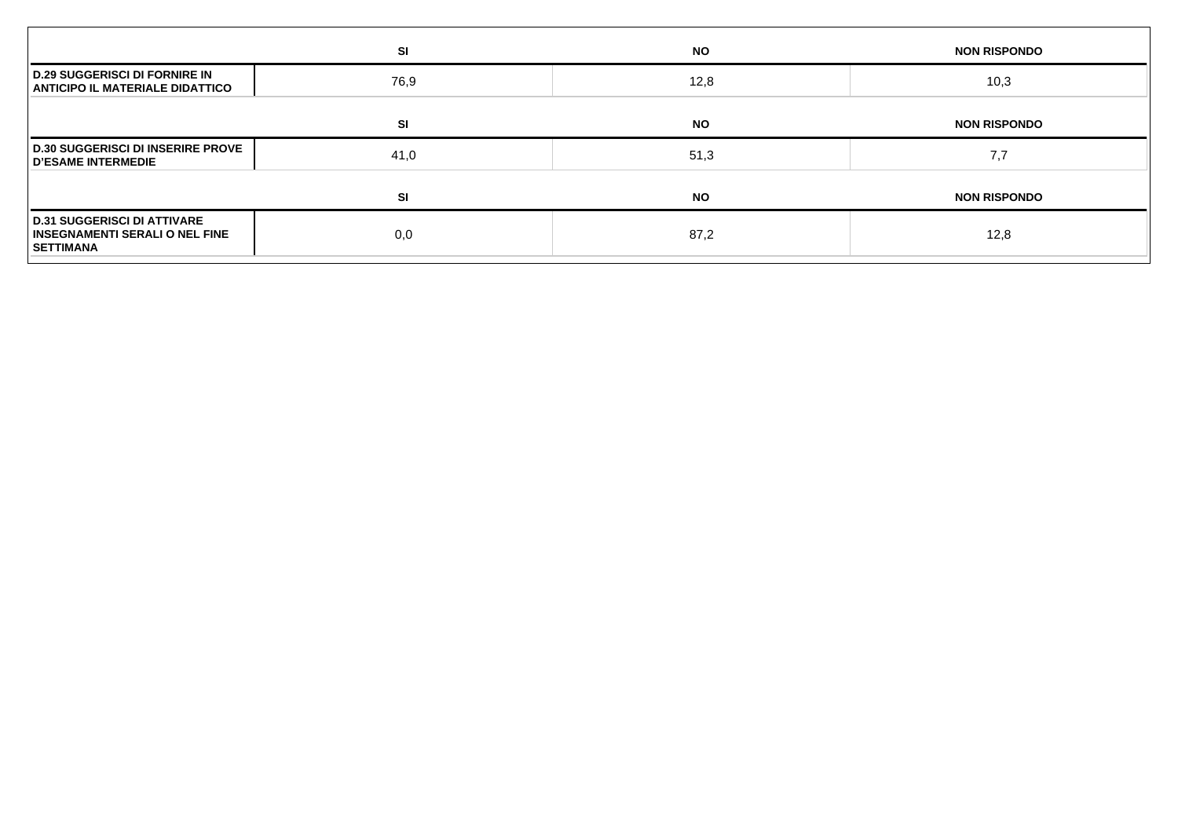| | SI | NO | NON RISPONDO |
|---|---|---|---|
| **D.29 SUGGERISCI DI FORNIRE IN ANTICIPO IL MATERIALE DIDATTICO** | 76,9 | 12,8 | 10,3 |

| | SI | NO | NON RISPONDO |
|---|---|---|---|
| **D.30 SUGGERISCI DI INSERIRE PROVE D'ESAME INTERMEDIE** | 41,0 | 51,3 | 7,7 |

| | SI | NO | NON RISPONDO |
|---|---|---|---|
| **D.31 SUGGERISCI DI ATTIVARE INSEGNAMENTI SERALI O NEL FINE SETTIMANA** | 0,0 | 87,2 | 12,8 |